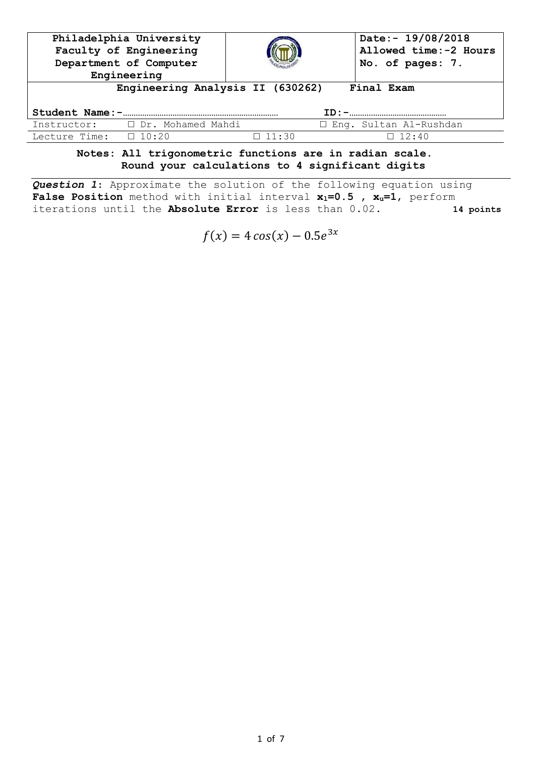| Philadelphia University<br>Faculty of Engineering<br>Department of Computer Engineering | | Date:- 19/08/2018<br>Allowed time:-2 Hours<br>No. of pages: 7. |
|---|---|---|

**Engineering Analysis II (630262) Final Exam**

**Student Name:-**…………………………………………… **ID:-**………………………………

| Instructor: | ☐ Dr. Mohamed Mahdi | | ☐ Eng. Sultan Al-Rushdan |
|---|---|---|---|
| Lecture Time: | ☐ 10:20 | ☐ 11:30 | ☐ 12:40 |

**Notes: All trigonometric functions are in radian scale.**
**Round your calculations to 4 significant digits**

***Question 1***: Approximate the solution of the following equation using **False Position** method with initial interval $\mathbf{x_l=0.5}$ **,** $\mathbf{x_u=1}$, perform iterations until the **Absolute Error** is less than 0.02. **14 points**

$$f(x) = 4\cos(x) - 0.5e^{3x}$$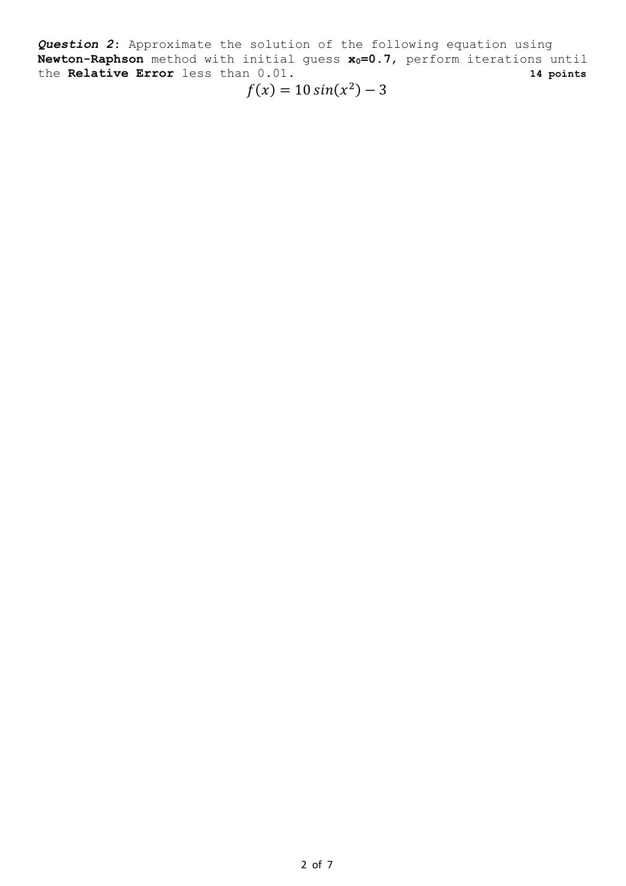***Question 2***: Approximate the solution of the following equation using **Newton-Raphson** method with initial guess $\mathbf{x_0=0.7}$, perform iterations until the **Relative Error** less than 0.01. **14 points**

$$f(x) = 10\sin(x^2) - 3$$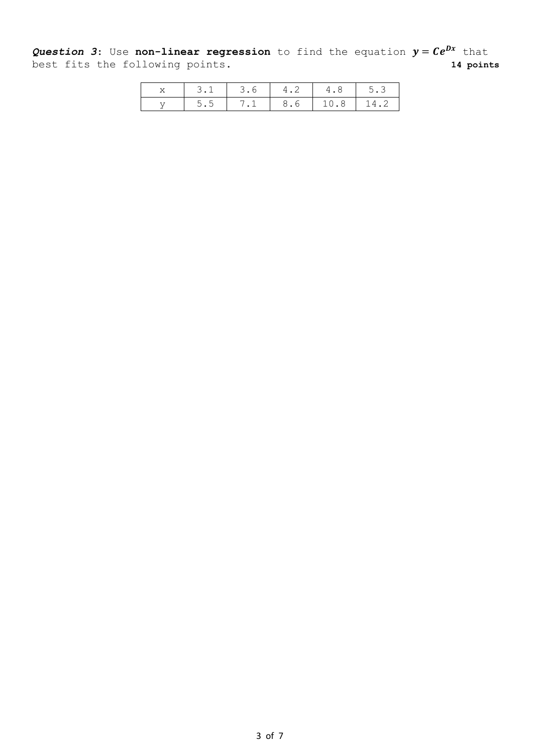***Question 3***: Use **non-linear regression** to find the equation $y = Ce^{Dx}$ that best fits the following points. **14 points**

| x | 3.1 | 3.6 | 4.2 | 4.8 | 5.3 |
|---|---|---|---|---|---|
| y | 5.5 | 7.1 | 8.6 | 10.8 | 14.2 |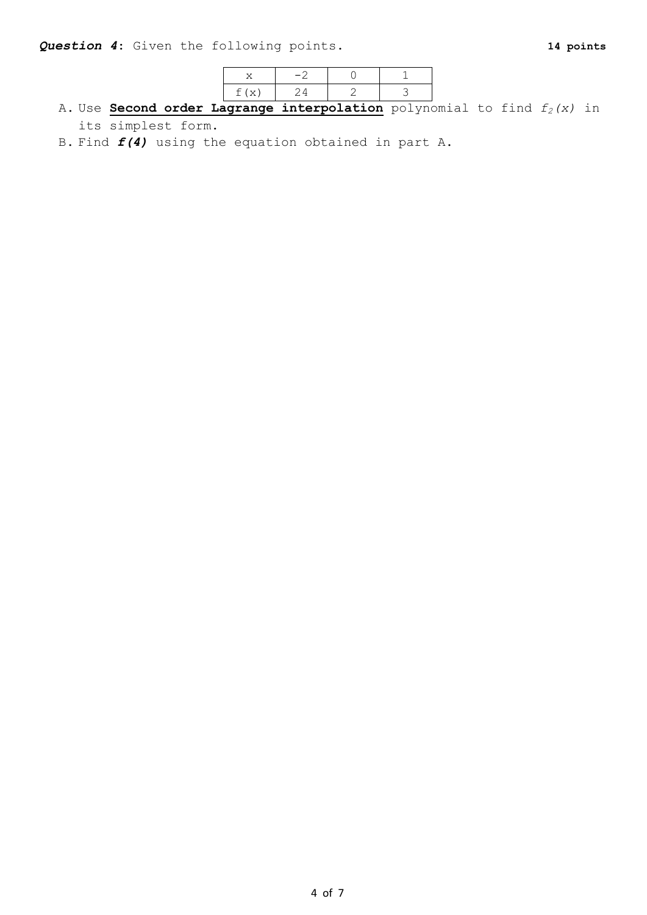***Question 4***: Given the following points. **14 points**

| x | −2 | 0 | 1 |
|---|---|---|---|
| f(x) | 24 | 2 | 3 |

A. Use **Second order Lagrange interpolation** polynomial to find $f_2(x)$ in its simplest form.

B. Find ***f(4)*** using the equation obtained in part A.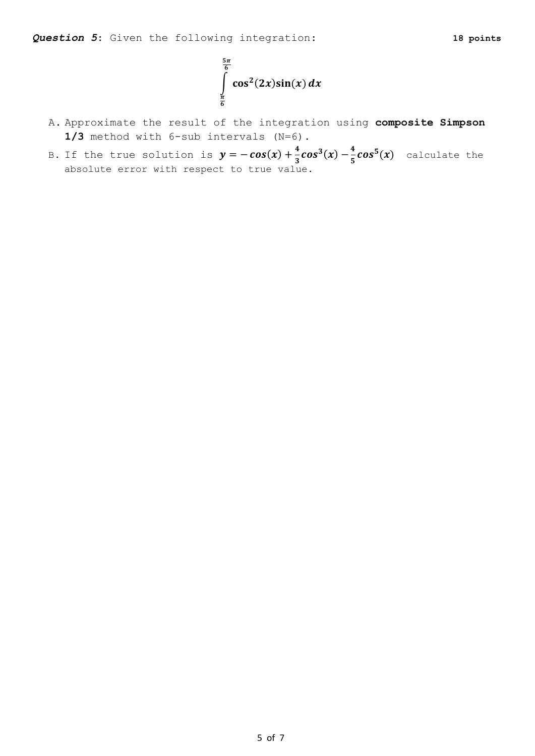***Question 5***: Given the following integration: **18 points**

$$\int_{\frac{\pi}{6}}^{\frac{5\pi}{6}} \cos^2(2x)\sin(x)\,dx$$

A. Approximate the result of the integration using **composite Simpson 1/3** method with 6-sub intervals (N=6).

B. If the true solution is $y = -\cos(x) + \frac{4}{3}\cos^3(x) - \frac{4}{5}\cos^5(x)$ calculate the absolute error with respect to true value.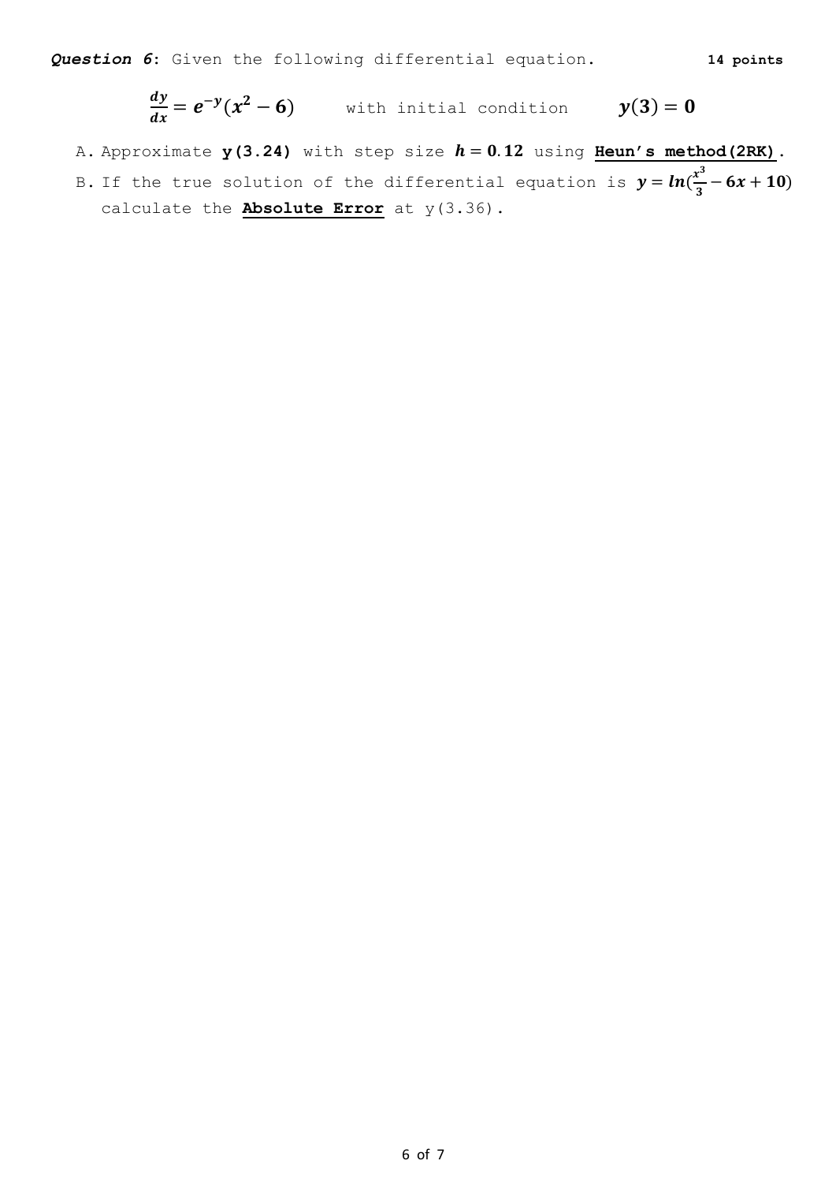***Question 6***: Given the following differential equation. **14 points**

$$\frac{dy}{dx} = e^{-y}(x^2 - 6) \qquad \text{with initial condition} \qquad y(3) = 0$$

A. Approximate **y(3.24)** with step size $h = 0.12$ using **Heun's method(2RK)**.

B. If the true solution of the differential equation is $y = ln(\frac{x^3}{3} - 6x + 10)$ calculate the **Absolute Error** at y(3.36).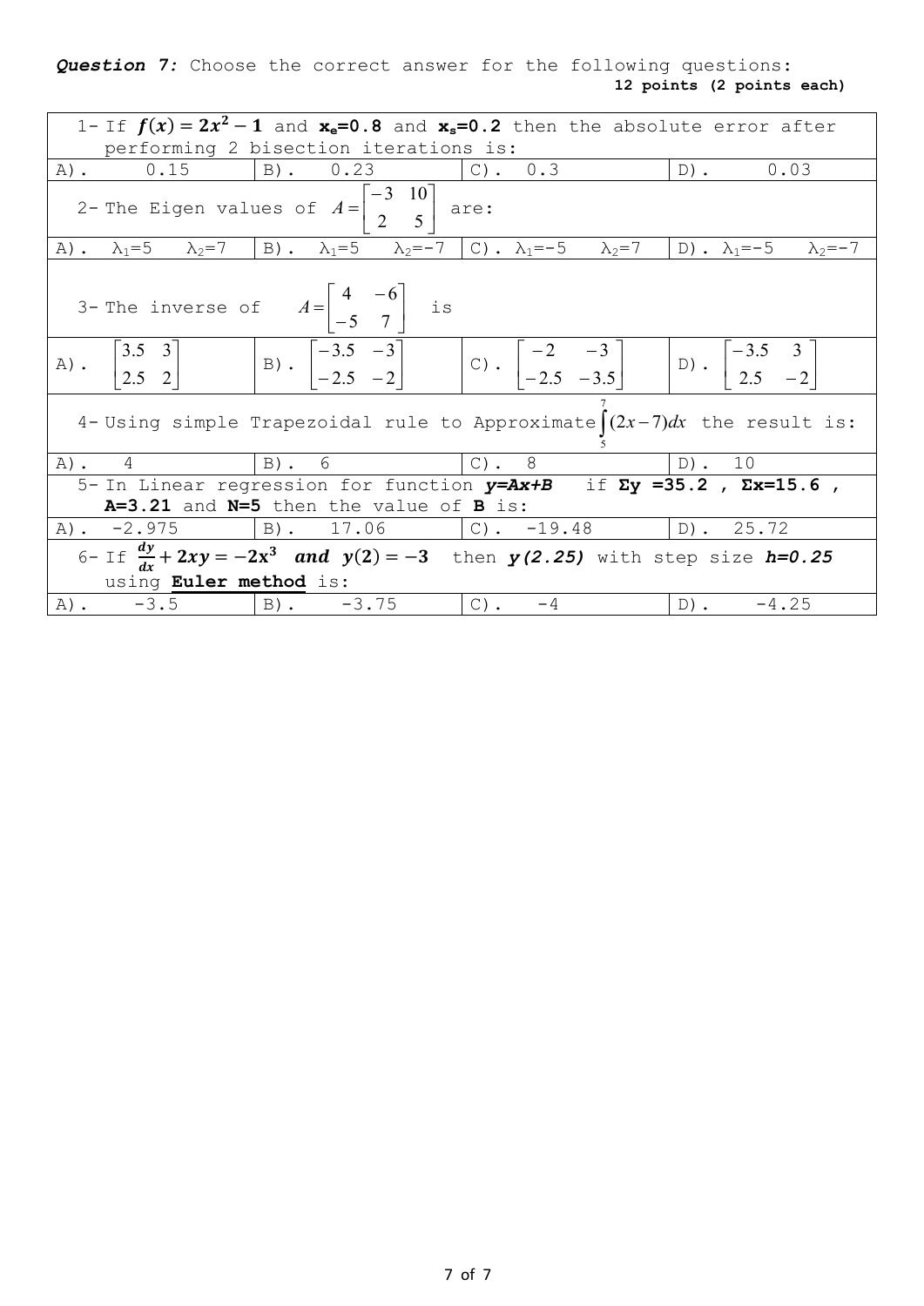***Question 7:*** Choose the correct answer for the following questions:

**12 points (2 points each)**

| | | | |
|---|---|---|---|
| 1- If $f(x) = 2x^2 - 1$ and $\mathbf{x_e}$**=0.8** and $\mathbf{x_s}$**=0.2** then the absolute error after performing 2 bisection iterations is: | | | |
| A). 0.15 | B). 0.23 | C). 0.3 | D). 0.03 |
| 2- The Eigen values of $A = \begin{bmatrix} -3 & 10 \\ 2 & 5 \end{bmatrix}$ are: | | | |
| A). $\lambda_1=5$ $\lambda_2=7$ | B). $\lambda_1=5$ $\lambda_2=-7$ | C). $\lambda_1=-5$ $\lambda_2=7$ | D). $\lambda_1=-5$ $\lambda_2=-7$ |
| 3- The inverse of $A = \begin{bmatrix} 4 & -6 \\ -5 & 7 \end{bmatrix}$ is | | | |
| A). $\begin{bmatrix} 3.5 & 3 \\ 2.5 & 2 \end{bmatrix}$ | B). $\begin{bmatrix} -3.5 & -3 \\ -2.5 & -2 \end{bmatrix}$ | C). $\begin{bmatrix} -2 & -3 \\ -2.5 & -3.5 \end{bmatrix}$ | D). $\begin{bmatrix} -3.5 & 3 \\ 2.5 & -2 \end{bmatrix}$ |
| 4- Using simple Trapezoidal rule to Approximate $\int_5^7 (2x-7)dx$ the result is: | | | |
| A). 4 | B). 6 | C). 8 | D). 10 |
| 5- In Linear regression for function ***y=Ax+B*** if **Σy =35.2 , Σx=15.6 , A=3.21** and **N=5** then the value of **B** is: | | | |
| A). -2.975 | B). 17.06 | C). -19.48 | D). 25.72 |
| 6- If $\frac{dy}{dx} + 2xy = -2x^3$ ***and*** $y(2) = -3$ then ***y(2.25)*** with step size ***h=0.25*** using **Euler method** is: | | | |
| A). -3.5 | B). -3.75 | C). -4 | D). -4.25 |